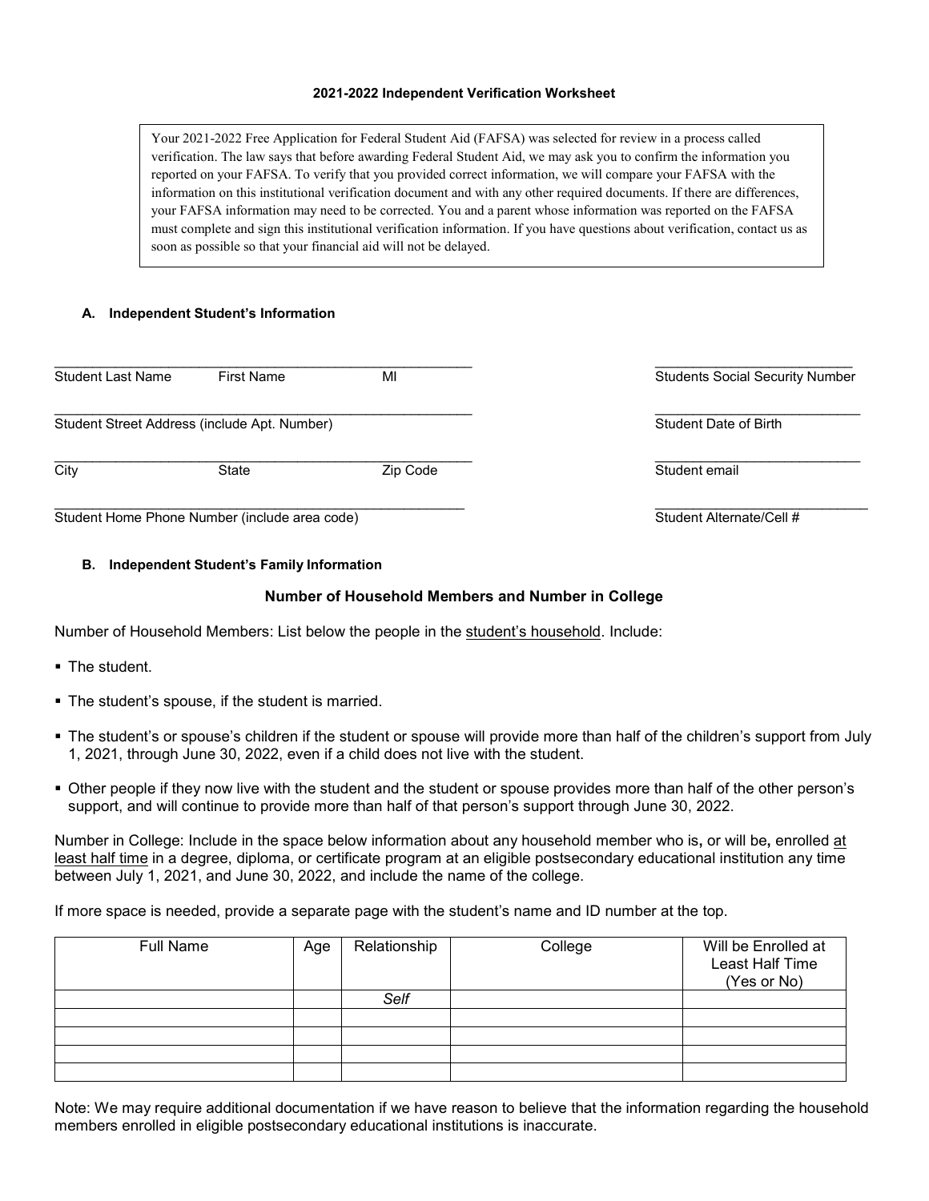**2021-2022 Independent Verification Worksheet**

Your 2021-2022 Free Application for Federal Student Aid (FAFSA) was selected for review in a process called verification. The law says that before awarding Federal Student Aid, we may ask you to confirm the information you reported on your FAFSA. To verify that you provided correct information, we will compare your FAFSA with the information on this institutional verification document and with any other required documents. If there are differences, your FAFSA information may need to be corrected. You and a parent whose information was reported on the FAFSA must complete and sign this institutional verification information. If you have questions about verification, contact us as soon as possible so that your financial aid will not be delayed.

**A. Independent Student's Information**

_______________________________________________________ &nbsp;&nbsp;&nbsp;&nbsp; ___________________________
Student Last Name &nbsp;&nbsp;&nbsp;&nbsp; First Name &nbsp;&nbsp;&nbsp;&nbsp; MI &nbsp;&nbsp;&nbsp;&nbsp; Students Social Security Number

_______________________________________________________ &nbsp;&nbsp;&nbsp;&nbsp; ___________________________
Student Street Address (include Apt. Number) &nbsp;&nbsp;&nbsp;&nbsp; Student Date of Birth

_______________________________________________________ &nbsp;&nbsp;&nbsp;&nbsp; ___________________________
City &nbsp;&nbsp;&nbsp;&nbsp; State &nbsp;&nbsp;&nbsp;&nbsp; Zip Code &nbsp;&nbsp;&nbsp;&nbsp; Student email

_______________________________________________________ &nbsp;&nbsp;&nbsp;&nbsp; ___________________________
Student Home Phone Number (include area code) &nbsp;&nbsp;&nbsp;&nbsp; Student Alternate/Cell #

**B. Independent Student's Family Information**

**Number of Household Members and Number in College**

Number of Household Members: List below the people in the student's household. Include:

- The student.
- The student's spouse, if the student is married.
- The student's or spouse's children if the student or spouse will provide more than half of the children's support from July 1, 2021, through June 30, 2022, even if a child does not live with the student.
- Other people if they now live with the student and the student or spouse provides more than half of the other person's support, and will continue to provide more than half of that person's support through June 30, 2022.

Number in College: Include in the space below information about any household member who is, or will be, enrolled at least half time in a degree, diploma, or certificate program at an eligible postsecondary educational institution any time between July 1, 2021, and June 30, 2022, and include the name of the college.

If more space is needed, provide a separate page with the student's name and ID number at the top.

| Full Name | Age | Relationship | College | Will be Enrolled at Least Half Time (Yes or No) |
|---|---|---|---|---|
| | | *Self* | | |
| | | | | |
| | | | | |
| | | | | |
| | | | | |

Note: We may require additional documentation if we have reason to believe that the information regarding the household members enrolled in eligible postsecondary educational institutions is inaccurate.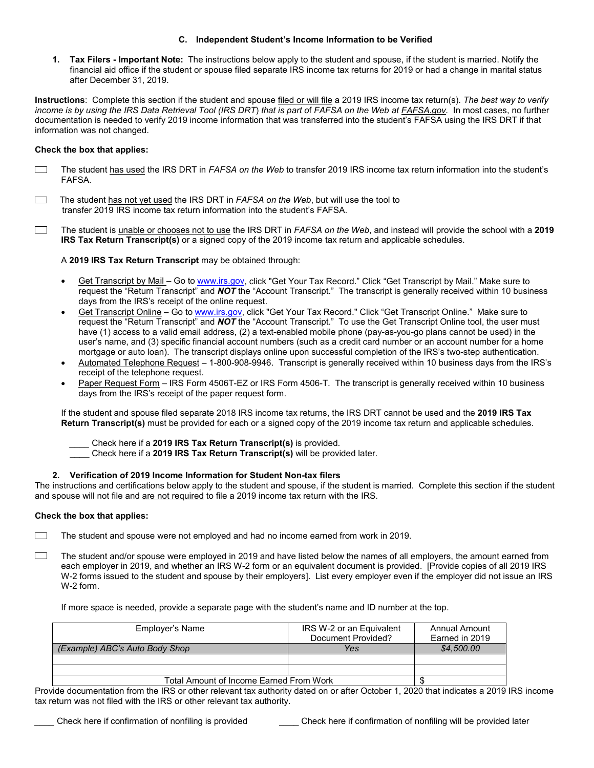### C. Independent Student's Income Information to be Verified

1. **Tax Filers - Important Note:** The instructions below apply to the student and spouse, if the student is married. Notify the financial aid office if the student or spouse filed separate IRS income tax returns for 2019 or had a change in marital status after December 31, 2019.

**Instructions**: Complete this section if the student and spouse filed or will file a 2019 IRS income tax return(s). *The best way to verify income is by using the IRS Data Retrieval Tool (IRS DRT) that is part of FAFSA on the Web at FAFSA.gov.* In most cases, no further documentation is needed to verify 2019 income information that was transferred into the student's FAFSA using the IRS DRT if that information was not changed.

**Check the box that applies:**

☐ The student has used the IRS DRT in *FAFSA on the Web* to transfer 2019 IRS income tax return information into the student's FAFSA.

☐ The student has not yet used the IRS DRT in *FAFSA on the Web*, but will use the tool to transfer 2019 IRS income tax return information into the student's FAFSA.

☐ The student is unable or chooses not to use the IRS DRT in *FAFSA on the Web*, and instead will provide the school with a **2019 IRS Tax Return Transcript(s)** or a signed copy of the 2019 income tax return and applicable schedules.

A **2019 IRS Tax Return Transcript** may be obtained through:

- Get Transcript by Mail – Go to www.irs.gov, click "Get Your Tax Record." Click "Get Transcript by Mail." Make sure to request the "Return Transcript" and ***NOT*** the "Account Transcript." The transcript is generally received within 10 business days from the IRS's receipt of the online request.
- Get Transcript Online – Go to www.irs.gov, click "Get Your Tax Record." Click "Get Transcript Online." Make sure to request the "Return Transcript" and ***NOT*** the "Account Transcript." To use the Get Transcript Online tool, the user must have (1) access to a valid email address, (2) a text-enabled mobile phone (pay-as-you-go plans cannot be used) in the user's name, and (3) specific financial account numbers (such as a credit card number or an account number for a home mortgage or auto loan). The transcript displays online upon successful completion of the IRS's two-step authentication.
- Automated Telephone Request – 1-800-908-9946. Transcript is generally received within 10 business days from the IRS's receipt of the telephone request.
- Paper Request Form – IRS Form 4506T-EZ or IRS Form 4506-T. The transcript is generally received within 10 business days from the IRS's receipt of the paper request form.

If the student and spouse filed separate 2018 IRS income tax returns, the IRS DRT cannot be used and the **2019 IRS Tax Return Transcript(s)** must be provided for each or a signed copy of the 2019 income tax return and applicable schedules.

____ Check here if a **2019 IRS Tax Return Transcript(s)** is provided.
____ Check here if a **2019 IRS Tax Return Transcript(s)** will be provided later.

2. **Verification of 2019 Income Information for Student Non-tax filers**

The instructions and certifications below apply to the student and spouse, if the student is married. Complete this section if the student and spouse will not file and are not required to file a 2019 income tax return with the IRS.

**Check the box that applies:**

☐ The student and spouse were not employed and had no income earned from work in 2019.

☐ The student and/or spouse were employed in 2019 and have listed below the names of all employers, the amount earned from each employer in 2019, and whether an IRS W-2 form or an equivalent document is provided. [Provide copies of all 2019 IRS W-2 forms issued to the student and spouse by their employers]. List every employer even if the employer did not issue an IRS W-2 form.

If more space is needed, provide a separate page with the student's name and ID number at the top.

| Employer's Name | IRS W-2 or an Equivalent Document Provided? | Annual Amount Earned in 2019 |
|---|---|---|
| *(Example) ABC's Auto Body Shop* | *Yes* | *$4,500.00* |
| | | |
| | | |
| Total Amount of Income Earned From Work | | $ |

Provide documentation from the IRS or other relevant tax authority dated on or after October 1, 2020 that indicates a 2019 IRS income tax return was not filed with the IRS or other relevant tax authority.

____ Check here if confirmation of nonfiling is provided ____ Check here if confirmation of nonfiling will be provided later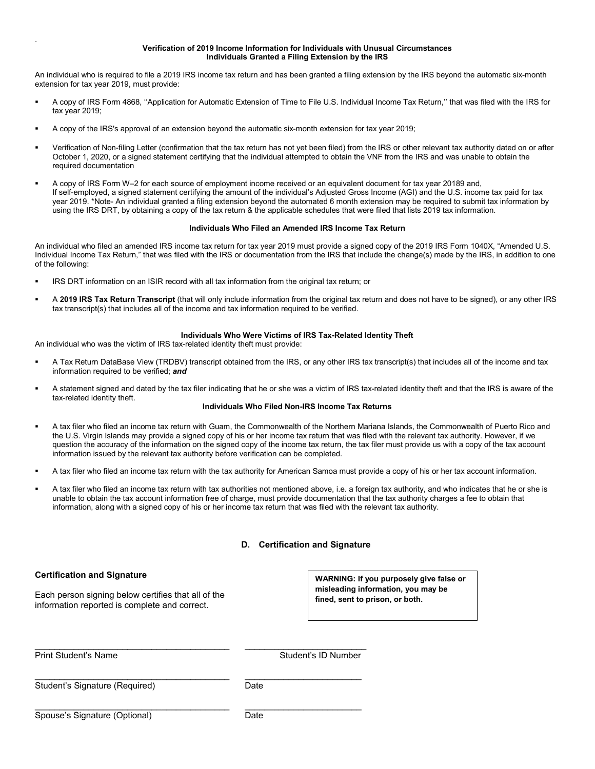### Verification of 2019 Income Information for Individuals with Unusual Circumstances
### Individuals Granted a Filing Extension by the IRS

An individual who is required to file a 2019 IRS income tax return and has been granted a filing extension by the IRS beyond the automatic six-month extension for tax year 2019, must provide:

- A copy of IRS Form 4868, ''Application for Automatic Extension of Time to File U.S. Individual Income Tax Return,'' that was filed with the IRS for tax year 2019;
- A copy of the IRS's approval of an extension beyond the automatic six-month extension for tax year 2019;
- Verification of Non-filing Letter (confirmation that the tax return has not yet been filed) from the IRS or other relevant tax authority dated on or after October 1, 2020, or a signed statement certifying that the individual attempted to obtain the VNF from the IRS and was unable to obtain the required documentation
- A copy of IRS Form W–2 for each source of employment income received or an equivalent document for tax year 20189 and, If self-employed, a signed statement certifying the amount of the individual's Adjusted Gross Income (AGI) and the U.S. income tax paid for tax year 2019. *Note- An individual granted a filing extension beyond the automated 6 month extension may be required to submit tax information by using the IRS DRT, by obtaining a copy of the tax return & the applicable schedules that were filed that lists 2019 tax information.

### Individuals Who Filed an Amended IRS Income Tax Return

An individual who filed an amended IRS income tax return for tax year 2019 must provide a signed copy of the 2019 IRS Form 1040X, "Amended U.S. Individual Income Tax Return," that was filed with the IRS or documentation from the IRS that include the change(s) made by the IRS, in addition to one of the following:

- IRS DRT information on an ISIR record with all tax information from the original tax return; or
- A **2019 IRS Tax Return Transcript** (that will only include information from the original tax return and does not have to be signed), or any other IRS tax transcript(s) that includes all of the income and tax information required to be verified.

### Individuals Who Were Victims of IRS Tax-Related Identity Theft

An individual who was the victim of IRS tax-related identity theft must provide:

- A Tax Return DataBase View (TRDBV) transcript obtained from the IRS, or any other IRS tax transcript(s) that includes all of the income and tax information required to be verified; ***and***
- A statement signed and dated by the tax filer indicating that he or she was a victim of IRS tax-related identity theft and that the IRS is aware of the tax-related identity theft.

### Individuals Who Filed Non-IRS Income Tax Returns

- A tax filer who filed an income tax return with Guam, the Commonwealth of the Northern Mariana Islands, the Commonwealth of Puerto Rico and the U.S. Virgin Islands may provide a signed copy of his or her income tax return that was filed with the relevant tax authority. However, if we question the accuracy of the information on the signed copy of the income tax return, the tax filer must provide us with a copy of the tax account information issued by the relevant tax authority before verification can be completed.
- A tax filer who filed an income tax return with the tax authority for American Samoa must provide a copy of his or her tax account information.
- A tax filer who filed an income tax return with tax authorities not mentioned above, i.e. a foreign tax authority, and who indicates that he or she is unable to obtain the tax account information free of charge, must provide documentation that the tax authority charges a fee to obtain that information, along with a signed copy of his or her income tax return that was filed with the relevant tax authority.

## D. Certification and Signature

### Certification and Signature

Each person signing below certifies that all of the information reported is complete and correct.

**WARNING: If you purposely give false or misleading information, you may be fined, sent to prison, or both.**

\_\_\_\_\_\_\_\_\_\_\_\_\_\_\_\_\_\_\_\_\_\_\_\_\_\_\_\_\_\_\_\_\_\_\_\_\_\_\_ \_\_\_\_\_\_\_\_\_\_\_\_\_\_\_\_\_\_\_\_\_\_\_\_\_
Print Student's Name Student's ID Number

\_\_\_\_\_\_\_\_\_\_\_\_\_\_\_\_\_\_\_\_\_\_\_\_\_\_\_\_\_\_\_\_\_\_\_\_\_\_\_ \_\_\_\_\_\_\_\_\_\_\_\_\_\_\_\_\_\_\_\_\_\_\_\_\_
Student's Signature (Required) Date

\_\_\_\_\_\_\_\_\_\_\_\_\_\_\_\_\_\_\_\_\_\_\_\_\_\_\_\_\_\_\_\_\_\_\_\_\_\_\_ \_\_\_\_\_\_\_\_\_\_\_\_\_\_\_\_\_\_\_\_\_\_\_\_\_
Spouse's Signature (Optional) Date